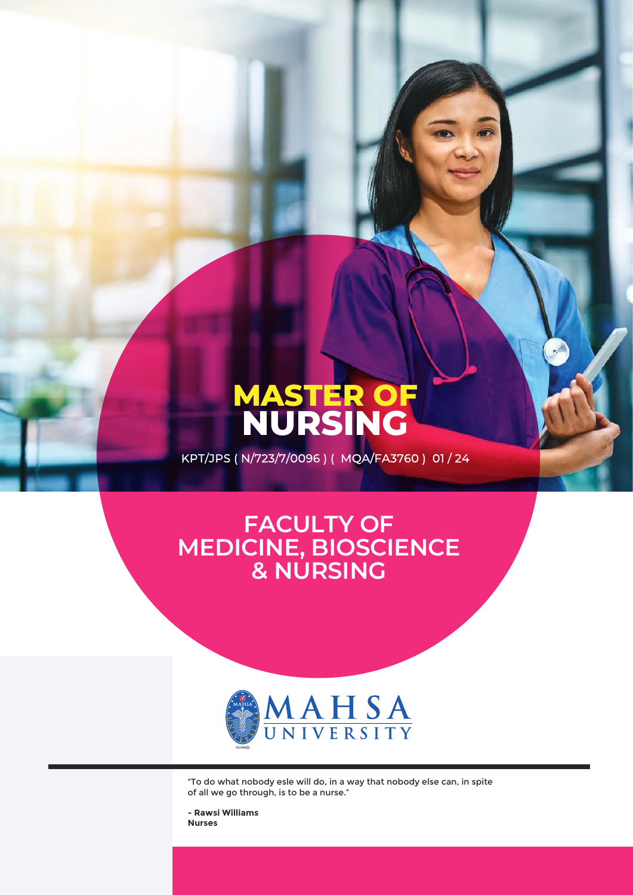# MASTER OF NURSING

KPT/JPS ( N/723/7/0096 ) ( MQA/FA3760 ) 01 / 24

## FACULTY OF MEDICINE, BIOSCIENCE & NURSING

MAHSA UNIVERSITY

"To do what nobody esle will do, in a way that nobody else can, in spite of all we go through, is to be a nurse."

**- Rawsi Williams**
**Nurses**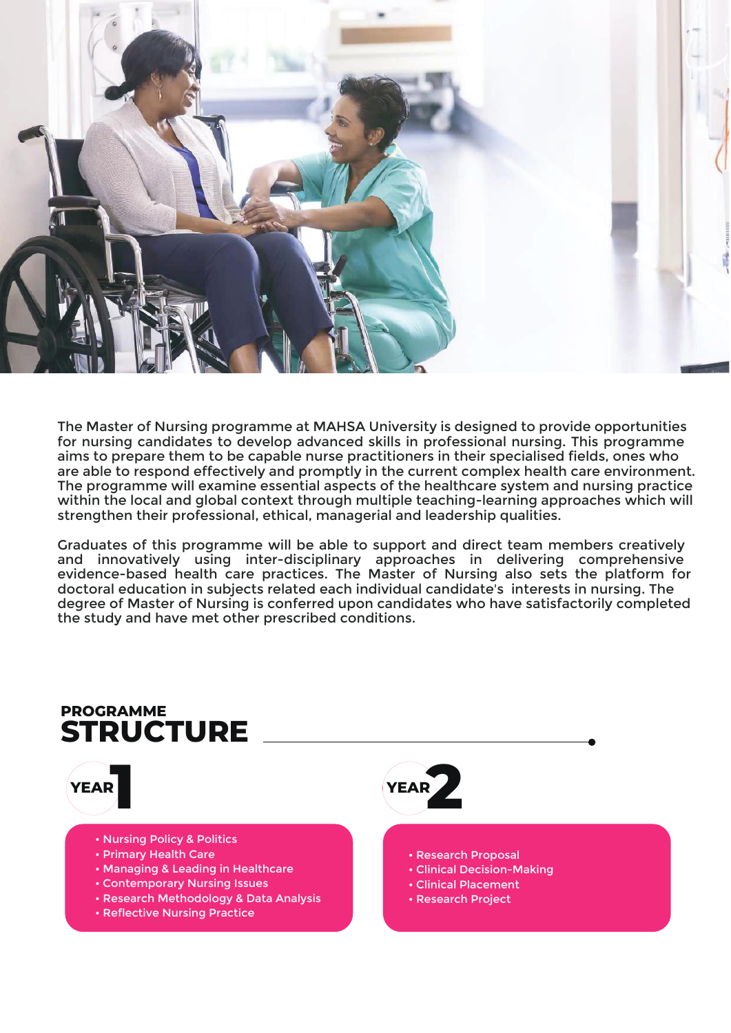The Master of Nursing programme at MAHSA University is designed to provide opportunities for nursing candidates to develop advanced skills in professional nursing. This programme aims to prepare them to be capable nurse practitioners in their specialised fields, ones who are able to respond effectively and promptly in the current complex health care environment. The programme will examine essential aspects of the healthcare system and nursing practice within the local and global context through multiple teaching-learning approaches which will strengthen their professional, ethical, managerial and leadership qualities.

Graduates of this programme will be able to support and direct team members creatively and innovatively using inter-disciplinary approaches in delivering comprehensive evidence-based health care practices. The Master of Nursing also sets the platform for doctoral education in subjects related each individual candidate's interests in nursing. The degree of Master of Nursing is conferred upon candidates who have satisfactorily completed the study and have met other prescribed conditions.

## PROGRAMME STRUCTURE

### YEAR 1

- Nursing Policy & Politics
- Primary Health Care
- Managing & Leading in Healthcare
- Contemporary Nursing Issues
- Research Methodology & Data Analysis
- Reflective Nursing Practice

### YEAR 2

- Research Proposal
- Clinical Decision-Making
- Clinical Placement
- Research Project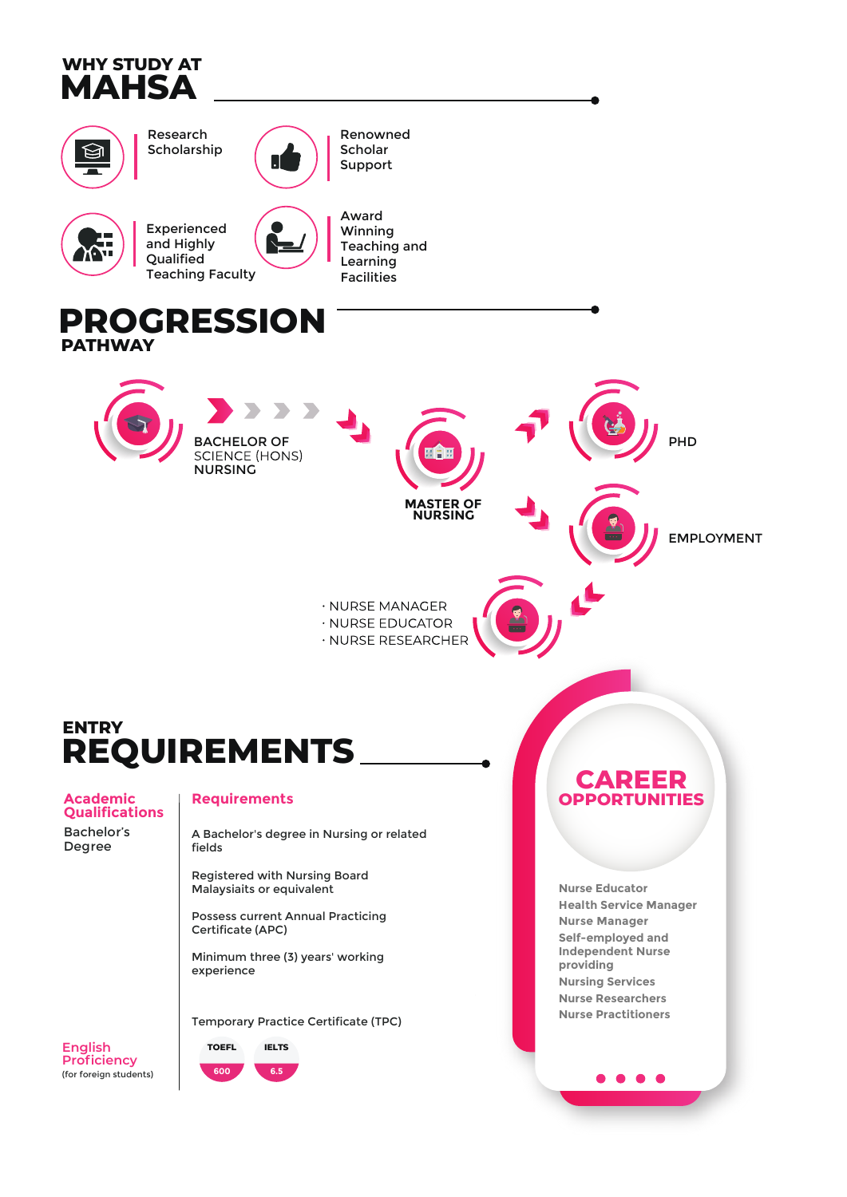# WHY STUDY AT MAHSA

- Research Scholarship
- Renowned Scholar Support
- Experienced and Highly Qualified Teaching Faculty
- Award Winning Teaching and Learning Facilities

# PROGRESSION PATHWAY

BACHELOR OF SCIENCE (HONS) NURSING

MASTER OF NURSING

PHD

EMPLOYMENT

- NURSE MANAGER
- NURSE EDUCATOR
- NURSE RESEARCHER

# ENTRY REQUIREMENTS

| Academic Qualifications | Requirements |
|---|---|
| Bachelor's Degree | A Bachelor's degree in Nursing or related fields |
| | Registered with Nursing Board Malaysiaits or equivalent |
| | Possess current Annual Practicing Certificate (APC) |
| | Minimum three (3) years' working experience |
| | Temporary Practice Certificate (TPC) |
| English Proficiency (for foreign students) | TOEFL 600 / IELTS 6.5 |

# CAREER OPPORTUNITIES

- Nurse Educator
- Health Service Manager
- Nurse Manager
- Self-employed and Independent Nurse providing
- Nursing Services
- Nurse Researchers
- Nurse Practitioners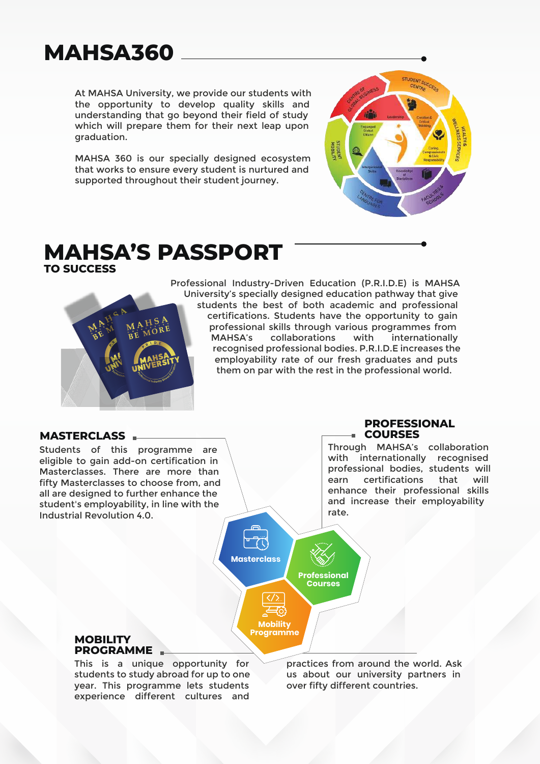# MAHSA360

At MAHSA University, we provide our students with the opportunity to develop quality skills and understanding that go beyond their field of study which will prepare them for their next leap upon graduation.

MAHSA 360 is our specially designed ecosystem that works to ensure every student is nurtured and supported throughout their student journey.

# MAHSA'S PASSPORT
## TO SUCCESS

Professional Industry-Driven Education (P.R.I.D.E) is MAHSA University's specially designed education pathway that give students the best of both academic and professional certifications. Students have the opportunity to gain professional skills through various programmes from MAHSA's collaborations with internationally recognised professional bodies. P.R.I.D.E increases the employability rate of our fresh graduates and puts them on par with the rest in the professional world.

### MASTERCLASS

Students of this programme are eligible to gain add-on certification in Masterclasses. There are more than fifty Masterclasses to choose from, and all are designed to further enhance the student's employability, in line with the Industrial Revolution 4.0.

### PROFESSIONAL COURSES

Through MAHSA's collaboration with internationally recognised professional bodies, students will earn certifications that will enhance their professional skills and increase their employability rate.

### MOBILITY PROGRAMME

This is a unique opportunity for students to study abroad for up to one year. This programme lets students experience different cultures and practices from around the world. Ask us about our university partners in over fifty different countries.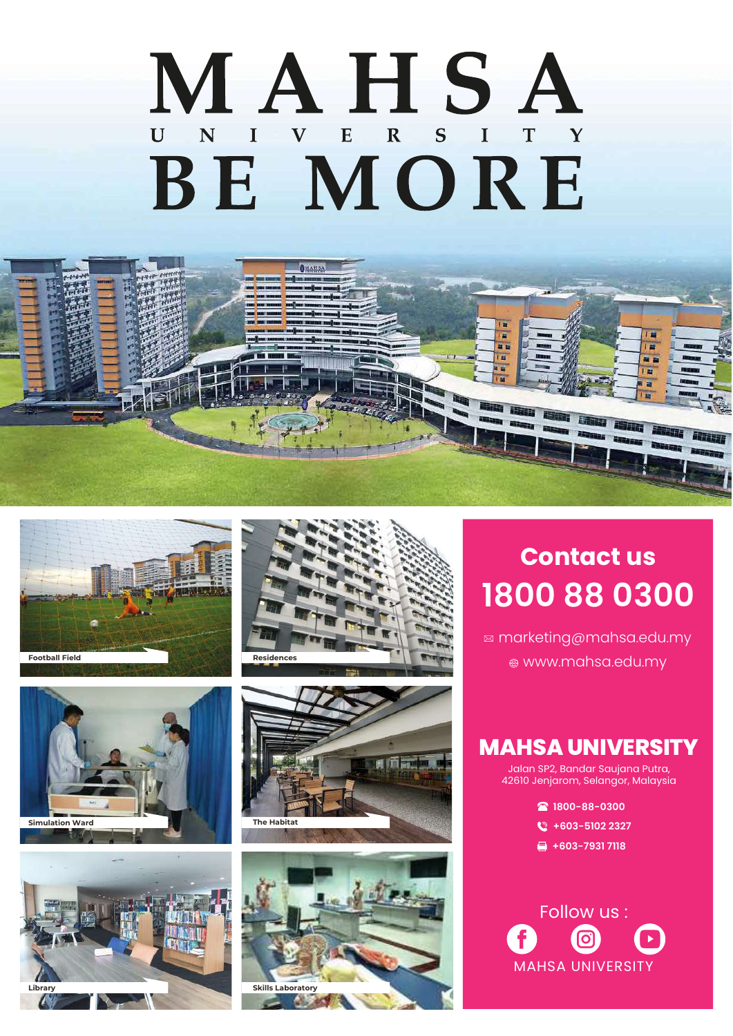# MAHSA UNIVERSITY

# BE MORE

Football Field

Residences

Simulation Ward

The Habitat

Library

Skills Laboratory

## Contact us

## 1800 88 0300

marketing@mahsa.edu.my

www.mahsa.edu.my

## MAHSA UNIVERSITY

Jalan SP2, Bandar Saujana Putra,
42610 Jenjarom, Selangor, Malaysia

**1800-88-0300**

**+603-5102 2327**

**+603-7931 7118**

Follow us :

MAHSA UNIVERSITY